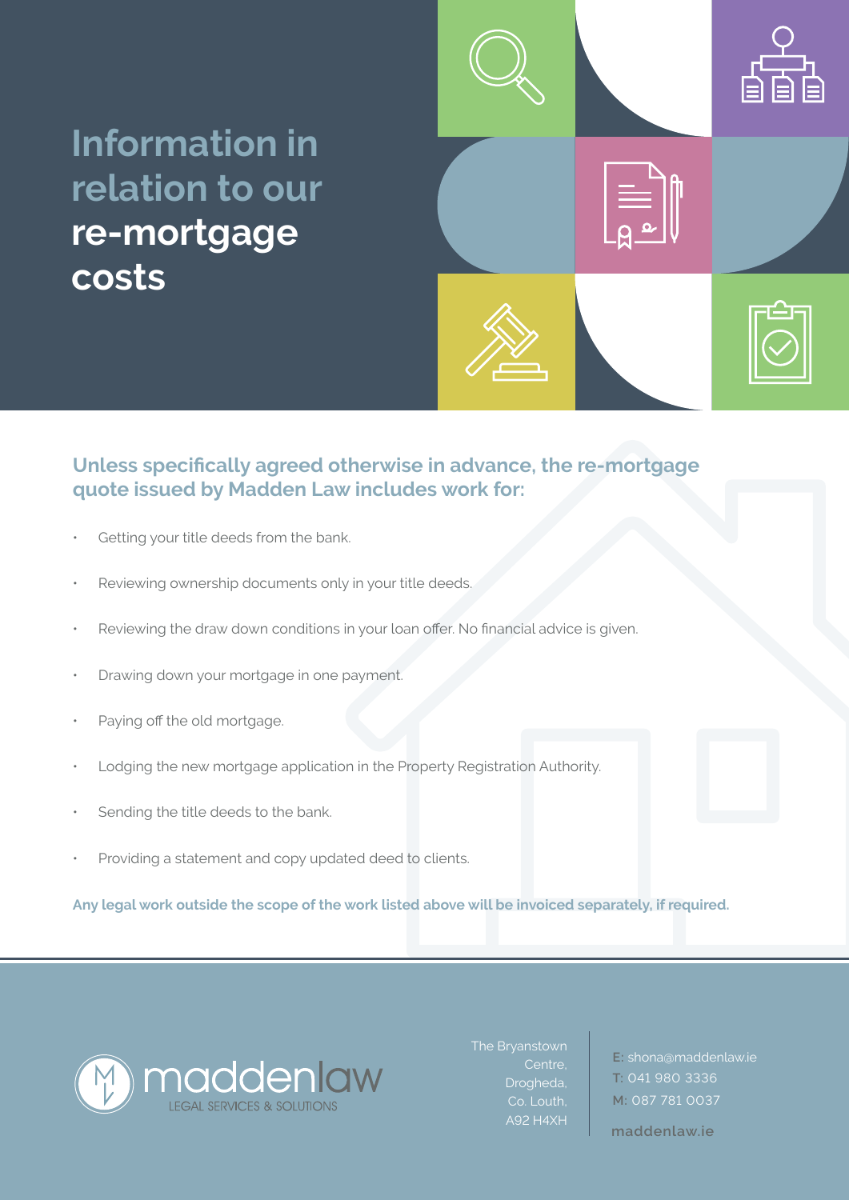# Information in relation to our **re-mortgage costs**

## Unless specifically agreed otherwise in advance, the re-mortgage quote issued by Madden Law includes work for:

- Getting your title deeds from the bank.
- Reviewing ownership documents only in your title deeds.
- Reviewing the draw down conditions in your loan offer. No financial advice is given.
- Drawing down your mortgage in one payment.
- Paying off the old mortgage.
- Lodging the new mortgage application in the Property Registration Authority.
- Sending the title deeds to the bank.
- Providing a statement and copy updated deed to clients.

**Any legal work outside the scope of the work listed above will be invoiced separately, if required.**

maddenlaw
LEGAL SERVICES & SOLUTIONS

The Bryanstown
Centre,
Drogheda,
Co. Louth,
A92 H4XH

E: shona@maddenlaw.ie
T: 041 980 3336
M: 087 781 0037

maddenlaw.ie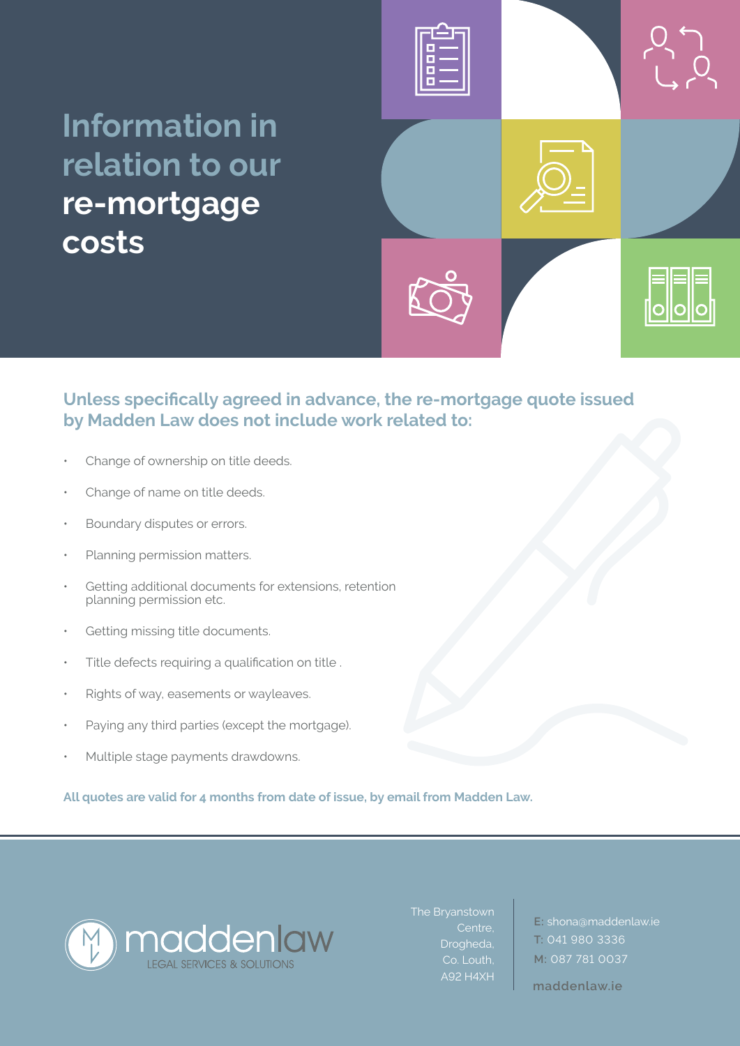# Information in relation to our re-mortgage costs

**Unless specifically agreed in advance, the re-mortgage quote issued by Madden Law does not include work related to:**

- Change of ownership on title deeds.
- Change of name on title deeds.
- Boundary disputes or errors.
- Planning permission matters.
- Getting additional documents for extensions, retention planning permission etc.
- Getting missing title documents.
- Title defects requiring a qualification on title .
- Rights of way, easements or wayleaves.
- Paying any third parties (except the mortgage).
- Multiple stage payments drawdowns.

**All quotes are valid for 4 months from date of issue, by email from Madden Law.**

maddenlaw
LEGAL SERVICES & SOLUTIONS

The Bryanstown Centre,
Drogheda,
Co. Louth,
A92 H4XH

E: shona@maddenlaw.ie
T: 041 980 3336
M: 087 781 0037

**maddenlaw.ie**